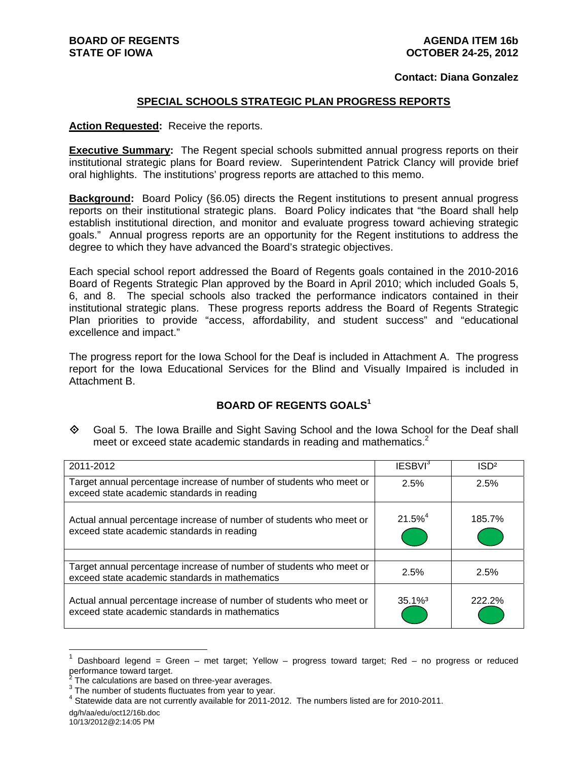**BOARD OF REGENTS**
**STATE OF IOWA**

**AGENDA ITEM 16b**
**OCTOBER 24-25, 2012**

**Contact: Diana Gonzalez**

## SPECIAL SCHOOLS STRATEGIC PLAN PROGRESS REPORTS

**Action Requested:** Receive the reports.

**Executive Summary:** The Regent special schools submitted annual progress reports on their institutional strategic plans for Board review. Superintendent Patrick Clancy will provide brief oral highlights. The institutions' progress reports are attached to this memo.

**Background:** Board Policy (§6.05) directs the Regent institutions to present annual progress reports on their institutional strategic plans. Board Policy indicates that "the Board shall help establish institutional direction, and monitor and evaluate progress toward achieving strategic goals." Annual progress reports are an opportunity for the Regent institutions to address the degree to which they have advanced the Board's strategic objectives.

Each special school report addressed the Board of Regents goals contained in the 2010-2016 Board of Regents Strategic Plan approved by the Board in April 2010; which included Goals 5, 6, and 8. The special schools also tracked the performance indicators contained in their institutional strategic plans. These progress reports address the Board of Regents Strategic Plan priorities to provide "access, affordability, and student success" and "educational excellence and impact."

The progress report for the Iowa School for the Deaf is included in Attachment A. The progress report for the Iowa Educational Services for the Blind and Visually Impaired is included in Attachment B.

### BOARD OF REGENTS GOALS[1]

◇ Goal 5. The Iowa Braille and Sight Saving School and the Iowa School for the Deaf shall meet or exceed state academic standards in reading and mathematics.[2]

| 2011-2012 | IESBVI[3] | ISD[2] |
|---|---|---|
| Target annual percentage increase of number of students who meet or exceed state academic standards in reading | 2.5% | 2.5% |
| Actual annual percentage increase of number of students who meet or exceed state academic standards in reading | 21.5%[4] (Green) | 185.7% (Green) |
| | | |
| Target annual percentage increase of number of students who meet or exceed state academic standards in mathematics | 2.5% | 2.5% |
| Actual annual percentage increase of number of students who meet or exceed state academic standards in mathematics | 35.1%[3] (Green) | 222.2% (Green) |

[1] Dashboard legend = Green – met target; Yellow – progress toward target; Red – no progress or reduced performance toward target.
[2] The calculations are based on three-year averages.
[3] The number of students fluctuates from year to year.
[4] Statewide data are not currently available for 2011-2012. The numbers listed are for 2010-2011.

dg/h/aa/edu/oct12/16b.doc
10/13/2012@2:14:05 PM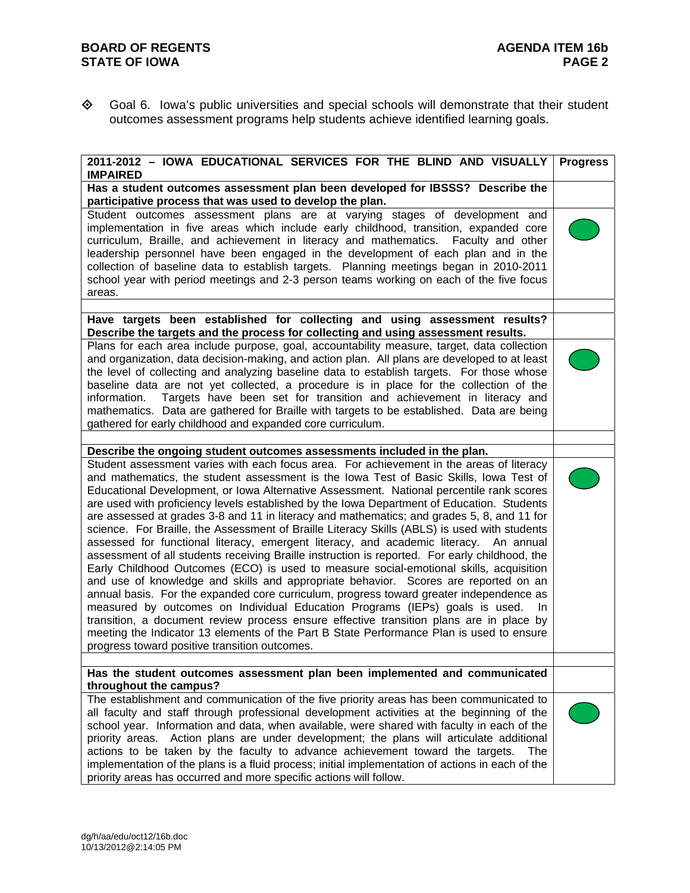- Goal 6. Iowa's public universities and special schools will demonstrate that their student outcomes assessment programs help students achieve identified learning goals.

| 2011-2012 – IOWA EDUCATIONAL SERVICES FOR THE BLIND AND VISUALLY IMPAIRED | Progress |
|---|---|
| **Has a student outcomes assessment plan been developed for IBSSS? Describe the participative process that was used to develop the plan.** | |
| Student outcomes assessment plans are at varying stages of development and implementation in five areas which include early childhood, transition, expanded core curriculum, Braille, and achievement in literacy and mathematics. Faculty and other leadership personnel have been engaged in the development of each plan and in the collection of baseline data to establish targets. Planning meetings began in 2010-2011 school year with period meetings and 2-3 person teams working on each of the five focus areas. | Green |
| | |
| **Have targets been established for collecting and using assessment results? Describe the targets and the process for collecting and using assessment results.** | |
| Plans for each area include purpose, goal, accountability measure, target, data collection and organization, data decision-making, and action plan. All plans are developed to at least the level of collecting and analyzing baseline data to establish targets. For those whose baseline data are not yet collected, a procedure is in place for the collection of the information. Targets have been set for transition and achievement in literacy and mathematics. Data are gathered for Braille with targets to be established. Data are being gathered for early childhood and expanded core curriculum. | Green |
| | |
| **Describe the ongoing student outcomes assessments included in the plan.** | |
| Student assessment varies with each focus area. For achievement in the areas of literacy and mathematics, the student assessment is the Iowa Test of Basic Skills, Iowa Test of Educational Development, or Iowa Alternative Assessment. National percentile rank scores are used with proficiency levels established by the Iowa Department of Education. Students are assessed at grades 3-8 and 11 in literacy and mathematics; and grades 5, 8, and 11 for science. For Braille, the Assessment of Braille Literacy Skills (ABLS) is used with students assessed for functional literacy, emergent literacy, and academic literacy. An annual assessment of all students receiving Braille instruction is reported. For early childhood, the Early Childhood Outcomes (ECO) is used to measure social-emotional skills, acquisition and use of knowledge and skills and appropriate behavior. Scores are reported on an annual basis. For the expanded core curriculum, progress toward greater independence as measured by outcomes on Individual Education Programs (IEPs) goals is used. In transition, a document review process ensure effective transition plans are in place by meeting the Indicator 13 elements of the Part B State Performance Plan is used to ensure progress toward positive transition outcomes. | Green |
| | |
| **Has the student outcomes assessment plan been implemented and communicated throughout the campus?** | |
| The establishment and communication of the five priority areas has been communicated to all faculty and staff through professional development activities at the beginning of the school year. Information and data, when available, were shared with faculty in each of the priority areas. Action plans are under development; the plans will articulate additional actions to be taken by the faculty to advance achievement toward the targets. The implementation of the plans is a fluid process; initial implementation of actions in each of the priority areas has occurred and more specific actions will follow. | Green |

dg/h/aa/edu/oct12/16b.doc
10/13/2012@2:14:05 PM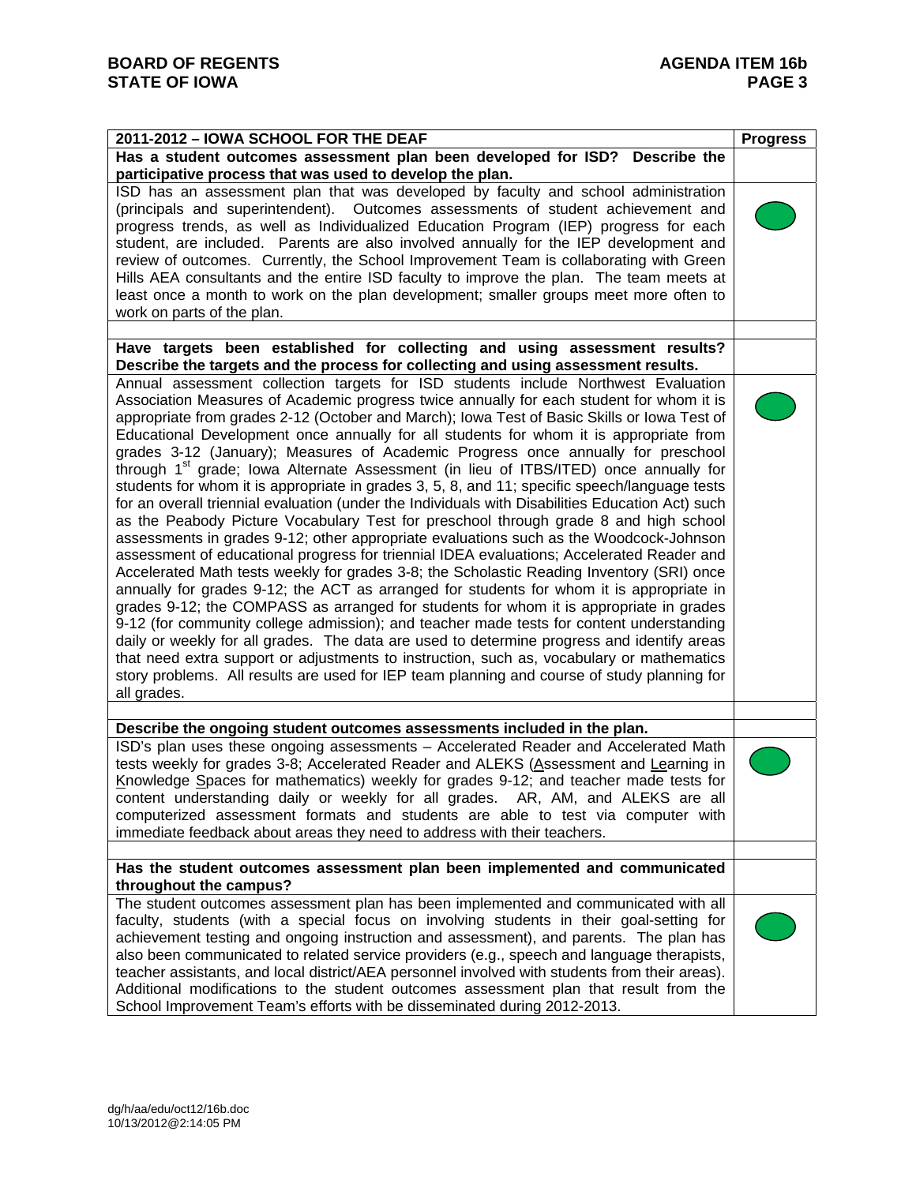| 2011-2012 – IOWA SCHOOL FOR THE DEAF | Progress |
|---|---|
| **Has a student outcomes assessment plan been developed for ISD? Describe the participative process that was used to develop the plan.** | |
| ISD has an assessment plan that was developed by faculty and school administration (principals and superintendent). Outcomes assessments of student achievement and progress trends, as well as Individualized Education Program (IEP) progress for each student, are included. Parents are also involved annually for the IEP development and review of outcomes. Currently, the School Improvement Team is collaborating with Green Hills AEA consultants and the entire ISD faculty to improve the plan. The team meets at least once a month to work on the plan development; smaller groups meet more often to work on parts of the plan. | Green |
| | |
| **Have targets been established for collecting and using assessment results? Describe the targets and the process for collecting and using assessment results.** | |
| Annual assessment collection targets for ISD students include Northwest Evaluation Association Measures of Academic progress twice annually for each student for whom it is appropriate from grades 2-12 (October and March); Iowa Test of Basic Skills or Iowa Test of Educational Development once annually for all students for whom it is appropriate from grades 3-12 (January); Measures of Academic Progress once annually for preschool through 1st grade; Iowa Alternate Assessment (in lieu of ITBS/ITED) once annually for students for whom it is appropriate in grades 3, 5, 8, and 11; specific speech/language tests for an overall triennial evaluation (under the Individuals with Disabilities Education Act) such as the Peabody Picture Vocabulary Test for preschool through grade 8 and high school assessments in grades 9-12; other appropriate evaluations such as the Woodcock-Johnson assessment of educational progress for triennial IDEA evaluations; Accelerated Reader and Accelerated Math tests weekly for grades 3-8; the Scholastic Reading Inventory (SRI) once annually for grades 9-12; the ACT as arranged for students for whom it is appropriate in grades 9-12; the COMPASS as arranged for students for whom it is appropriate in grades 9-12 (for community college admission); and teacher made tests for content understanding daily or weekly for all grades. The data are used to determine progress and identify areas that need extra support or adjustments to instruction, such as, vocabulary or mathematics story problems. All results are used for IEP team planning and course of study planning for all grades. | Green |
| | |
| **Describe the ongoing student outcomes assessments included in the plan.** | |
| ISD's plan uses these ongoing assessments – Accelerated Reader and Accelerated Math tests weekly for grades 3-8; Accelerated Reader and ALEKS (Assessment and Learning in Knowledge Spaces for mathematics) weekly for grades 9-12; and teacher made tests for content understanding daily or weekly for all grades. AR, AM, and ALEKS are all computerized assessment formats and students are able to test via computer with immediate feedback about areas they need to address with their teachers. | Green |
| | |
| **Has the student outcomes assessment plan been implemented and communicated throughout the campus?** | |
| The student outcomes assessment plan has been implemented and communicated with all faculty, students (with a special focus on involving students in their goal-setting for achievement testing and ongoing instruction and assessment), and parents. The plan has also been communicated to related service providers (e.g., speech and language therapists, teacher assistants, and local district/AEA personnel involved with students from their areas). Additional modifications to the student outcomes assessment plan that result from the School Improvement Team's efforts with be disseminated during 2012-2013. | Green |

dg/h/aa/edu/oct12/16b.doc
10/13/2012@2:14:05 PM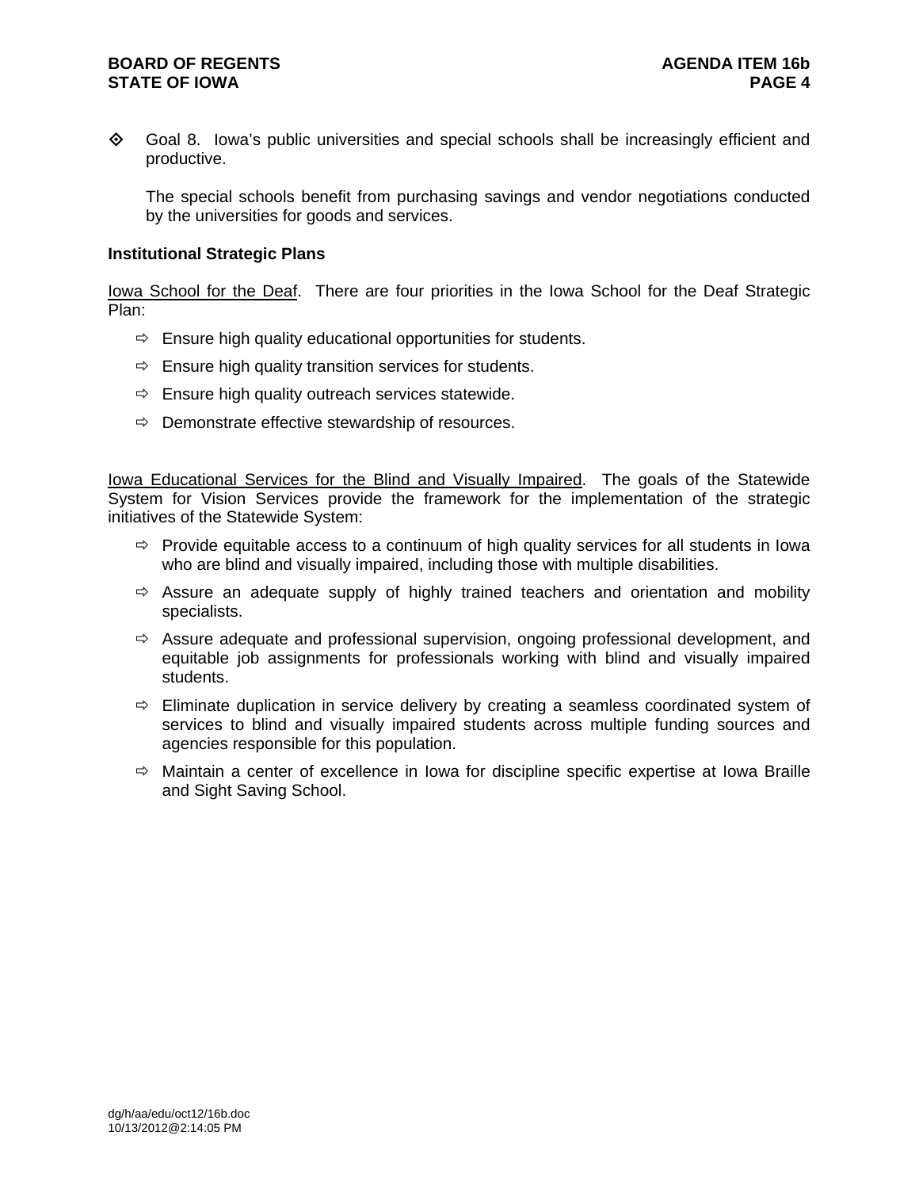- Goal 8. Iowa's public universities and special schools shall be increasingly efficient and productive.

  The special schools benefit from purchasing savings and vendor negotiations conducted by the universities for goods and services.

**Institutional Strategic Plans**

Iowa School for the Deaf. There are four priorities in the Iowa School for the Deaf Strategic Plan:

- Ensure high quality educational opportunities for students.
- Ensure high quality transition services for students.
- Ensure high quality outreach services statewide.
- Demonstrate effective stewardship of resources.

Iowa Educational Services for the Blind and Visually Impaired. The goals of the Statewide System for Vision Services provide the framework for the implementation of the strategic initiatives of the Statewide System:

- Provide equitable access to a continuum of high quality services for all students in Iowa who are blind and visually impaired, including those with multiple disabilities.
- Assure an adequate supply of highly trained teachers and orientation and mobility specialists.
- Assure adequate and professional supervision, ongoing professional development, and equitable job assignments for professionals working with blind and visually impaired students.
- Eliminate duplication in service delivery by creating a seamless coordinated system of services to blind and visually impaired students across multiple funding sources and agencies responsible for this population.
- Maintain a center of excellence in Iowa for discipline specific expertise at Iowa Braille and Sight Saving School.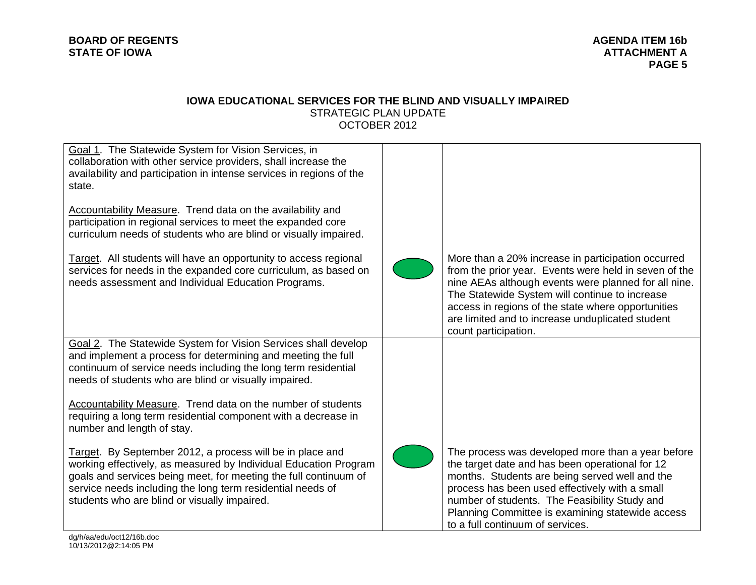**BOARD OF REGENTS**
**STATE OF IOWA**

**AGENDA ITEM 16b**
**ATTACHMENT A**

## IOWA EDUCATIONAL SERVICES FOR THE BLIND AND VISUALLY IMPAIRED

STRATEGIC PLAN UPDATE
OCTOBER 2012

| | | |
|---|---|---|
| Goal 1. The Statewide System for Vision Services, in collaboration with other service providers, shall increase the availability and participation in intense services in regions of the state.<br><br>Accountability Measure. Trend data on the availability and participation in regional services to meet the expanded core curriculum needs of students who are blind or visually impaired.<br><br>Target. All students will have an opportunity to access regional services for needs in the expanded core curriculum, as based on needs assessment and Individual Education Programs. | (green) | More than a 20% increase in participation occurred from the prior year. Events were held in seven of the nine AEAs although events were planned for all nine. The Statewide System will continue to increase access in regions of the state where opportunities are limited and to increase unduplicated student count participation. |
| Goal 2. The Statewide System for Vision Services shall develop and implement a process for determining and meeting the full continuum of service needs including the long term residential needs of students who are blind or visually impaired.<br><br>Accountability Measure. Trend data on the number of students requiring a long term residential component with a decrease in number and length of stay.<br><br>Target. By September 2012, a process will be in place and working effectively, as measured by Individual Education Program goals and services being meet, for meeting the full continuum of service needs including the long term residential needs of students who are blind or visually impaired. | (green) | The process was developed more than a year before the target date and has been operational for 12 months. Students are being served well and the process has been used effectively with a small number of students. The Feasibility Study and Planning Committee is examining statewide access to a full continuum of services. |

dg/h/aa/edu/oct12/16b.doc
10/13/2012@2:14:05 PM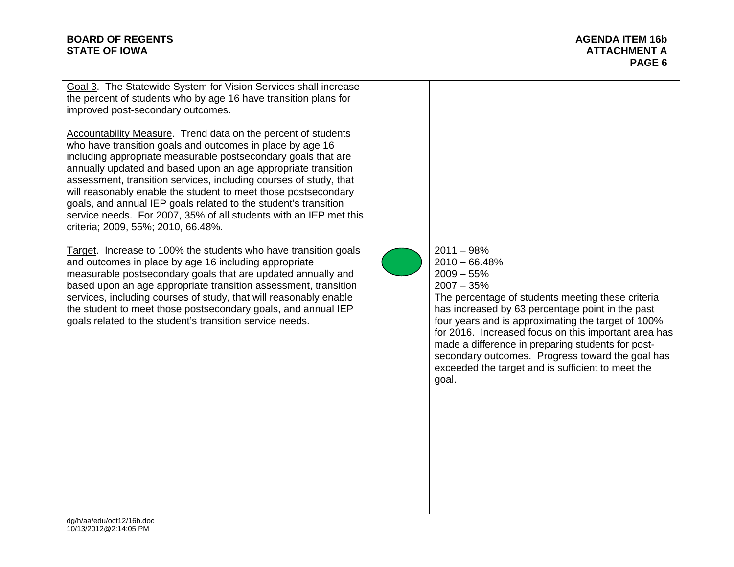| | | |
|---|---|---|
| Goal 3. The Statewide System for Vision Services shall increase the percent of students who by age 16 have transition plans for improved post-secondary outcomes.<br><br>Accountability Measure. Trend data on the percent of students who have transition goals and outcomes in place by age 16 including appropriate measurable postsecondary goals that are annually updated and based upon an age appropriate transition assessment, transition services, including courses of study, that will reasonably enable the student to meet those postsecondary goals, and annual IEP goals related to the student's transition service needs. For 2007, 35% of all students with an IEP met this criteria; 2009, 55%; 2010, 66.48%.<br><br>Target. Increase to 100% the students who have transition goals and outcomes in place by age 16 including appropriate measurable postsecondary goals that are updated annually and based upon an age appropriate transition assessment, transition services, including courses of study, that will reasonably enable the student to meet those postsecondary goals, and annual IEP goals related to the student's transition service needs. | (green) | 2011 – 98%<br>2010 – 66.48%<br>2009 – 55%<br>2007 – 35%<br>The percentage of students meeting these criteria has increased by 63 percentage point in the past four years and is approximating the target of 100% for 2016. Increased focus on this important area has made a difference in preparing students for post-secondary outcomes. Progress toward the goal has exceeded the target and is sufficient to meet the goal. |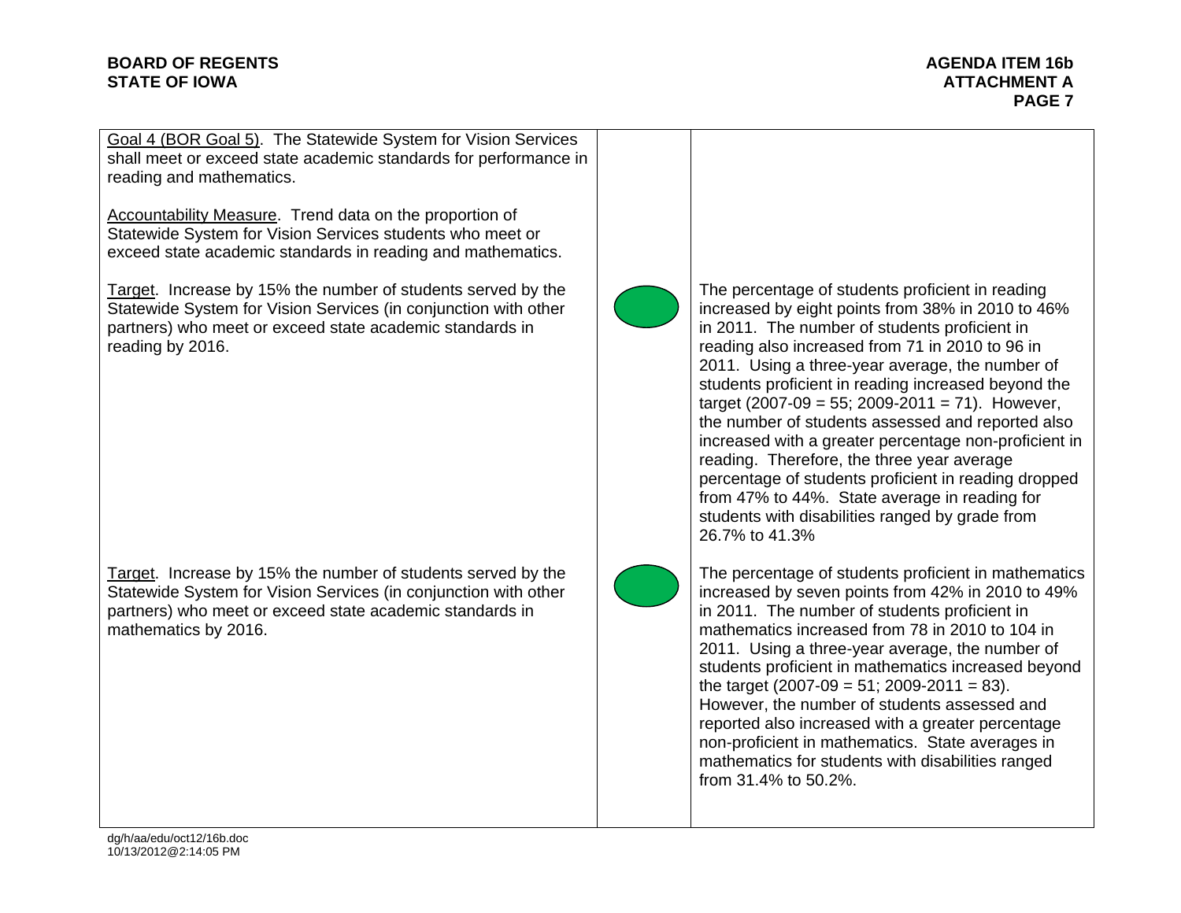| | | |
|---|---|---|
| Goal 4 (BOR Goal 5). The Statewide System for Vision Services shall meet or exceed state academic standards for performance in reading and mathematics.<br><br>Accountability Measure. Trend data on the proportion of Statewide System for Vision Services students who meet or exceed state academic standards in reading and mathematics. | | |
| Target. Increase by 15% the number of students served by the Statewide System for Vision Services (in conjunction with other partners) who meet or exceed state academic standards in reading by 2016. | Green | The percentage of students proficient in reading increased by eight points from 38% in 2010 to 46% in 2011. The number of students proficient in reading also increased from 71 in 2010 to 96 in 2011. Using a three-year average, the number of students proficient in reading increased beyond the target (2007-09 = 55; 2009-2011 = 71). However, the number of students assessed and reported also increased with a greater percentage non-proficient in reading. Therefore, the three year average percentage of students proficient in reading dropped from 47% to 44%. State average in reading for students with disabilities ranged by grade from 26.7% to 41.3% |
| Target. Increase by 15% the number of students served by the Statewide System for Vision Services (in conjunction with other partners) who meet or exceed state academic standards in mathematics by 2016. | Green | The percentage of students proficient in mathematics increased by seven points from 42% in 2010 to 49% in 2011. The number of students proficient in mathematics increased from 78 in 2010 to 104 in 2011. Using a three-year average, the number of students proficient in mathematics increased beyond the target (2007-09 = 51; 2009-2011 = 83). However, the number of students assessed and reported also increased with a greater percentage non-proficient in mathematics. State averages in mathematics for students with disabilities ranged from 31.4% to 50.2%. |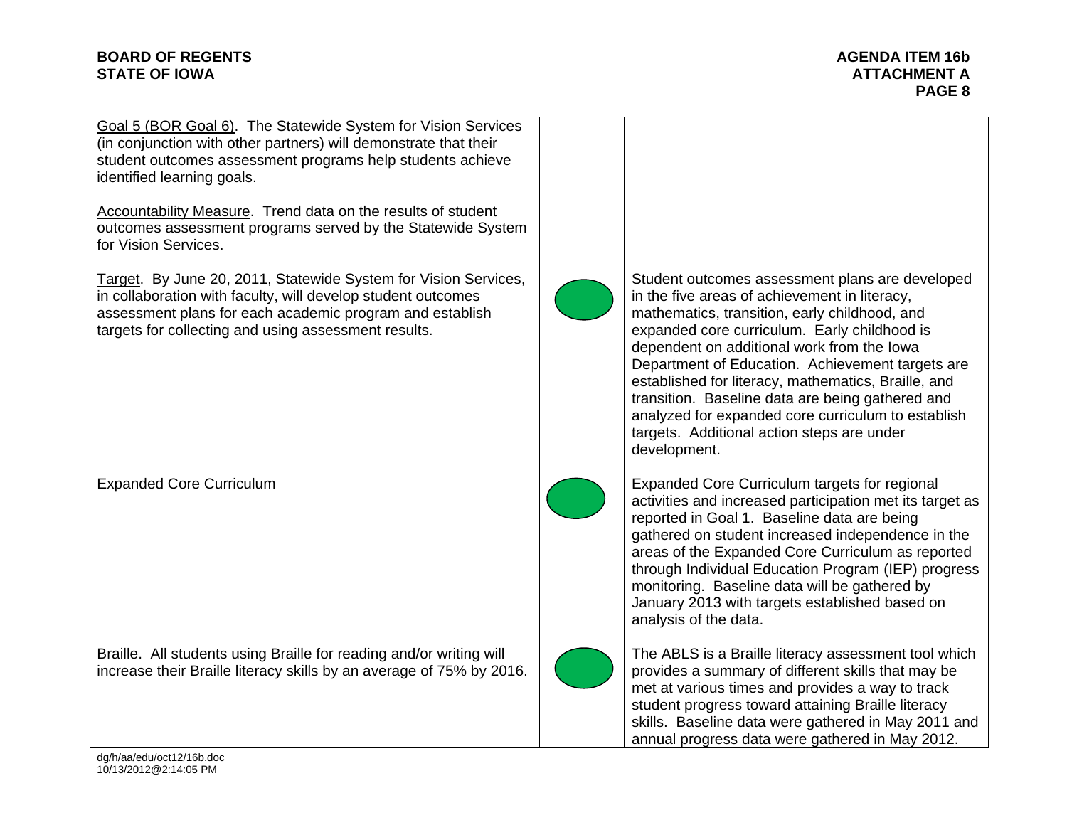| Goal / Measure / Target | Status | Progress |
|---|---|---|
| Goal 5 (BOR Goal 6). The Statewide System for Vision Services (in conjunction with other partners) will demonstrate that their student outcomes assessment programs help students achieve identified learning goals.<br><br>Accountability Measure. Trend data on the results of student outcomes assessment programs served by the Statewide System for Vision Services. | | |
| Target. By June 20, 2011, Statewide System for Vision Services, in collaboration with faculty, will develop student outcomes assessment plans for each academic program and establish targets for collecting and using assessment results. | Green | Student outcomes assessment plans are developed in the five areas of achievement in literacy, mathematics, transition, early childhood, and expanded core curriculum. Early childhood is dependent on additional work from the Iowa Department of Education. Achievement targets are established for literacy, mathematics, Braille, and transition. Baseline data are being gathered and analyzed for expanded core curriculum to establish targets. Additional action steps are under development. |
| Expanded Core Curriculum | Green | Expanded Core Curriculum targets for regional activities and increased participation met its target as reported in Goal 1. Baseline data are being gathered on student increased independence in the areas of the Expanded Core Curriculum as reported through Individual Education Program (IEP) progress monitoring. Baseline data will be gathered by January 2013 with targets established based on analysis of the data. |
| Braille. All students using Braille for reading and/or writing will increase their Braille literacy skills by an average of 75% by 2016. | Green | The ABLS is a Braille literacy assessment tool which provides a summary of different skills that may be met at various times and provides a way to track student progress toward attaining Braille literacy skills. Baseline data were gathered in May 2011 and annual progress data were gathered in May 2012. |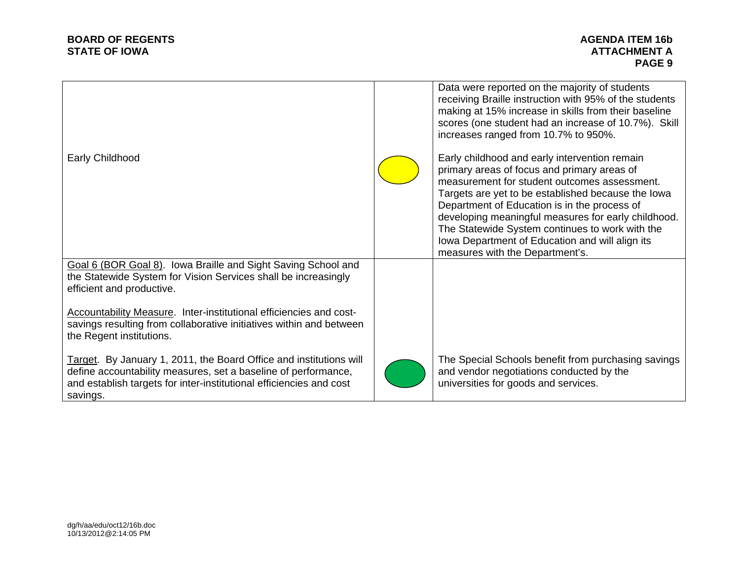| | | |
|---|---|---|
| | | Data were reported on the majority of students receiving Braille instruction with 95% of the students making at 15% increase in skills from their baseline scores (one student had an increase of 10.7%). Skill increases ranged from 10.7% to 950%. |
| Early Childhood | Yellow | Early childhood and early intervention remain primary areas of focus and primary areas of measurement for student outcomes assessment. Targets are yet to be established because the Iowa Department of Education is in the process of developing meaningful measures for early childhood. The Statewide System continues to work with the Iowa Department of Education and will align its measures with the Department's. |
| Goal 6 (BOR Goal 8). Iowa Braille and Sight Saving School and the Statewide System for Vision Services shall be increasingly efficient and productive.<br><br>Accountability Measure. Inter-institutional efficiencies and cost-savings resulting from collaborative initiatives within and between the Regent institutions.<br><br>Target. By January 1, 2011, the Board Office and institutions will define accountability measures, set a baseline of performance, and establish targets for inter-institutional efficiencies and cost savings. | Green | The Special Schools benefit from purchasing savings and vendor negotiations conducted by the universities for goods and services. |

dg/h/aa/edu/oct12/16b.doc
10/13/2012@2:14:05 PM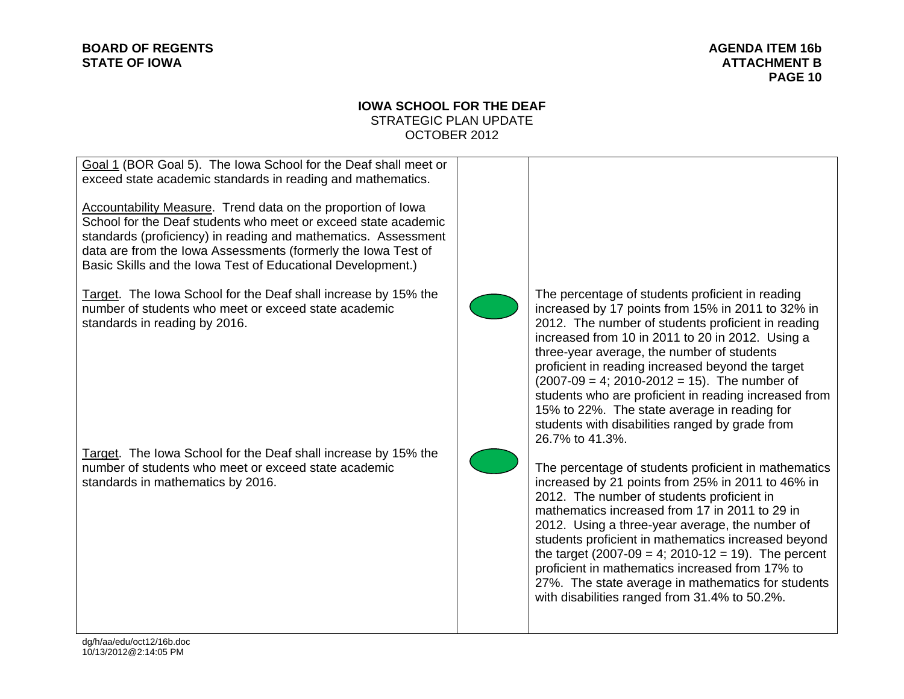**BOARD OF REGENTS**
**STATE OF IOWA**

**AGENDA ITEM 16b**
**ATTACHMENT B**

## IOWA SCHOOL FOR THE DEAF

STRATEGIC PLAN UPDATE
OCTOBER 2012

| Goal / Measure / Target | Status | Progress |
|---|---|---|
| Goal 1 (BOR Goal 5). The Iowa School for the Deaf shall meet or exceed state academic standards in reading and mathematics.<br><br>Accountability Measure. Trend data on the proportion of Iowa School for the Deaf students who meet or exceed state academic standards (proficiency) in reading and mathematics. Assessment data are from the Iowa Assessments (formerly the Iowa Test of Basic Skills and the Iowa Test of Educational Development.) | | |
| Target. The Iowa School for the Deaf shall increase by 15% the number of students who meet or exceed state academic standards in reading by 2016. | Green | The percentage of students proficient in reading increased by 17 points from 15% in 2011 to 32% in 2012. The number of students proficient in reading increased from 10 in 2011 to 20 in 2012. Using a three-year average, the number of students proficient in reading increased beyond the target (2007-09 = 4; 2010-2012 = 15). The number of students who are proficient in reading increased from 15% to 22%. The state average in reading for students with disabilities ranged by grade from 26.7% to 41.3%. |
| Target. The Iowa School for the Deaf shall increase by 15% the number of students who meet or exceed state academic standards in mathematics by 2016. | Green | The percentage of students proficient in mathematics increased by 21 points from 25% in 2011 to 46% in 2012. The number of students proficient in mathematics increased from 17 in 2011 to 29 in 2012. Using a three-year average, the number of students proficient in mathematics increased beyond the target (2007-09 = 4; 2010-12 = 19). The percent proficient in mathematics increased from 17% to 27%. The state average in mathematics for students with disabilities ranged from 31.4% to 50.2%. |

dg/h/aa/edu/oct12/16b.doc
10/13/2012@2:14:05 PM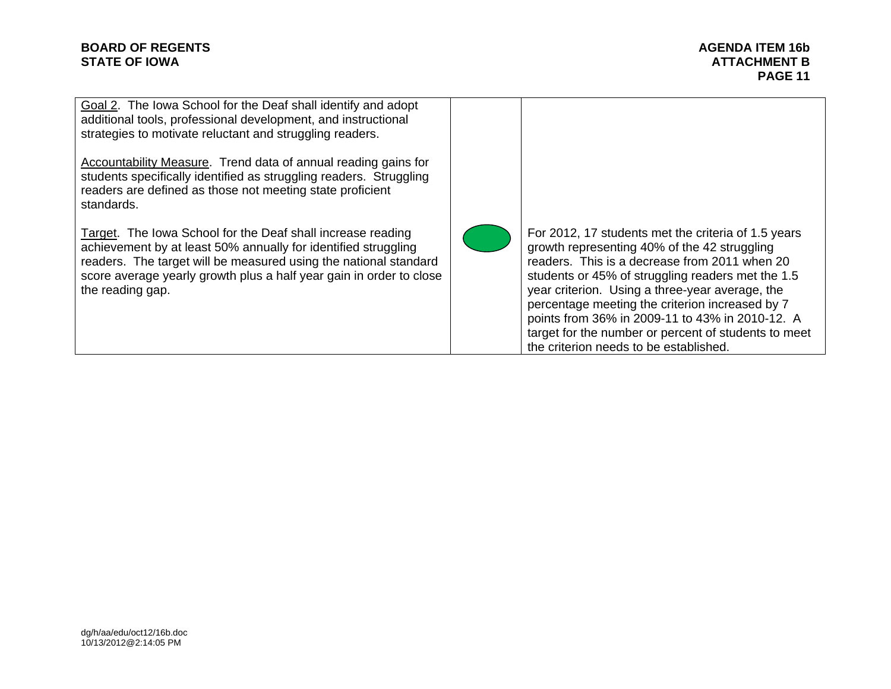| | | |
|---|---|---|
| Goal 2. The Iowa School for the Deaf shall identify and adopt additional tools, professional development, and instructional strategies to motivate reluctant and struggling readers.<br><br>Accountability Measure. Trend data of annual reading gains for students specifically identified as struggling readers. Struggling readers are defined as those not meeting state proficient standards.<br><br>Target. The Iowa School for the Deaf shall increase reading achievement by at least 50% annually for identified struggling readers. The target will be measured using the national standard score average yearly growth plus a half year gain in order to close the reading gap. | Green | For 2012, 17 students met the criteria of 1.5 years growth representing 40% of the 42 struggling readers. This is a decrease from 2011 when 20 students or 45% of struggling readers met the 1.5 year criterion. Using a three-year average, the percentage meeting the criterion increased by 7 points from 36% in 2009-11 to 43% in 2010-12. A target for the number or percent of students to meet the criterion needs to be established. |

dg/h/aa/edu/oct12/16b.doc
10/13/2012@2:14:05 PM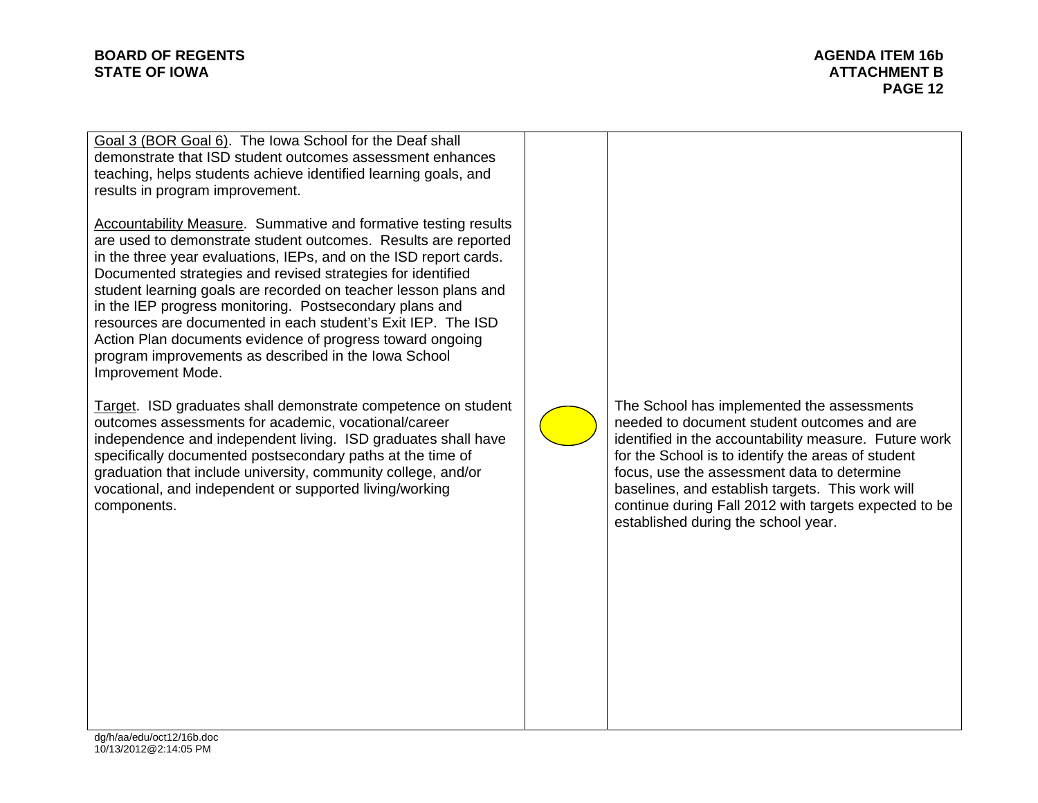| | | |
|---|---|---|
| Goal 3 (BOR Goal 6). The Iowa School for the Deaf shall demonstrate that ISD student outcomes assessment enhances teaching, helps students achieve identified learning goals, and results in program improvement.<br><br>Accountability Measure. Summative and formative testing results are used to demonstrate student outcomes. Results are reported in the three year evaluations, IEPs, and on the ISD report cards. Documented strategies and revised strategies for identified student learning goals are recorded on teacher lesson plans and in the IEP progress monitoring. Postsecondary plans and resources are documented in each student's Exit IEP. The ISD Action Plan documents evidence of progress toward ongoing program improvements as described in the Iowa School Improvement Mode.<br><br>Target. ISD graduates shall demonstrate competence on student outcomes assessments for academic, vocational/career independence and independent living. ISD graduates shall have specifically documented postsecondary paths at the time of graduation that include university, community college, and/or vocational, and independent or supported living/working components. | Yellow | The School has implemented the assessments needed to document student outcomes and are identified in the accountability measure. Future work for the School is to identify the areas of student focus, use the assessment data to determine baselines, and establish targets. This work will continue during Fall 2012 with targets expected to be established during the school year. |

dg/h/aa/edu/oct12/16b.doc
10/13/2012@2:14:05 PM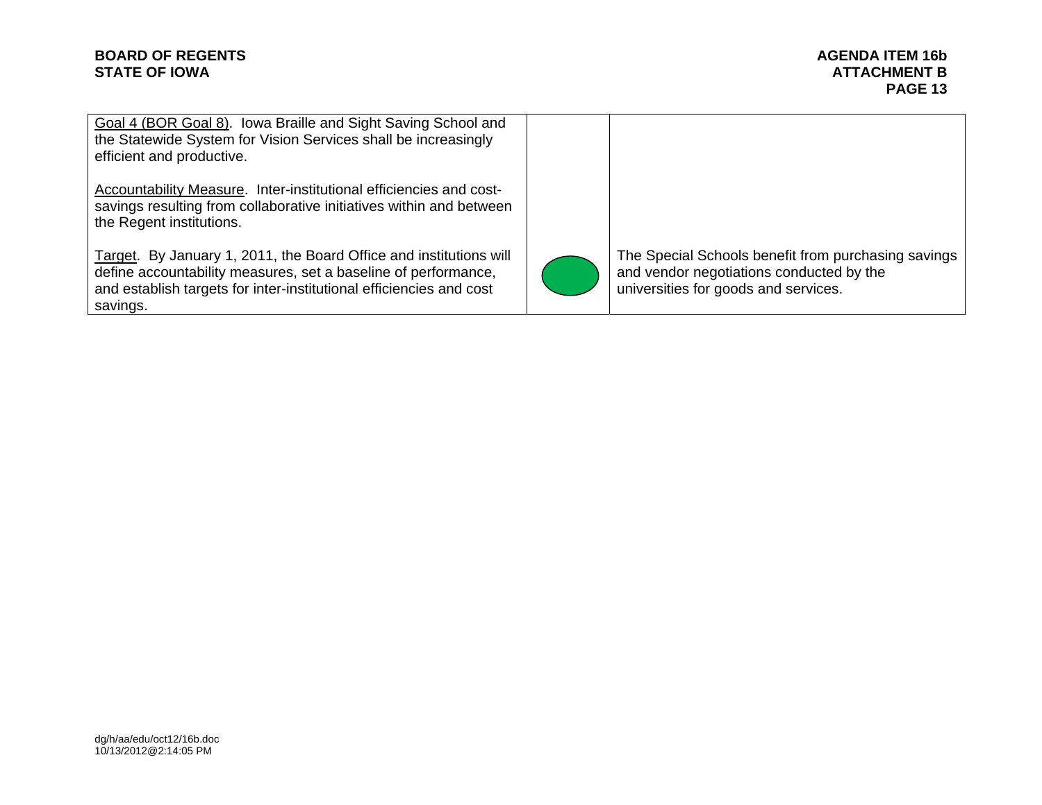| | | |
|---|---|---|
| Goal 4 (BOR Goal 8). Iowa Braille and Sight Saving School and the Statewide System for Vision Services shall be increasingly efficient and productive.<br><br>Accountability Measure. Inter-institutional efficiencies and cost-savings resulting from collaborative initiatives within and between the Regent institutions.<br><br>Target. By January 1, 2011, the Board Office and institutions will define accountability measures, set a baseline of performance, and establish targets for inter-institutional efficiencies and cost savings. | | The Special Schools benefit from purchasing savings and vendor negotiations conducted by the universities for goods and services. |

dg/h/aa/edu/oct12/16b.doc
10/13/2012@2:14:05 PM